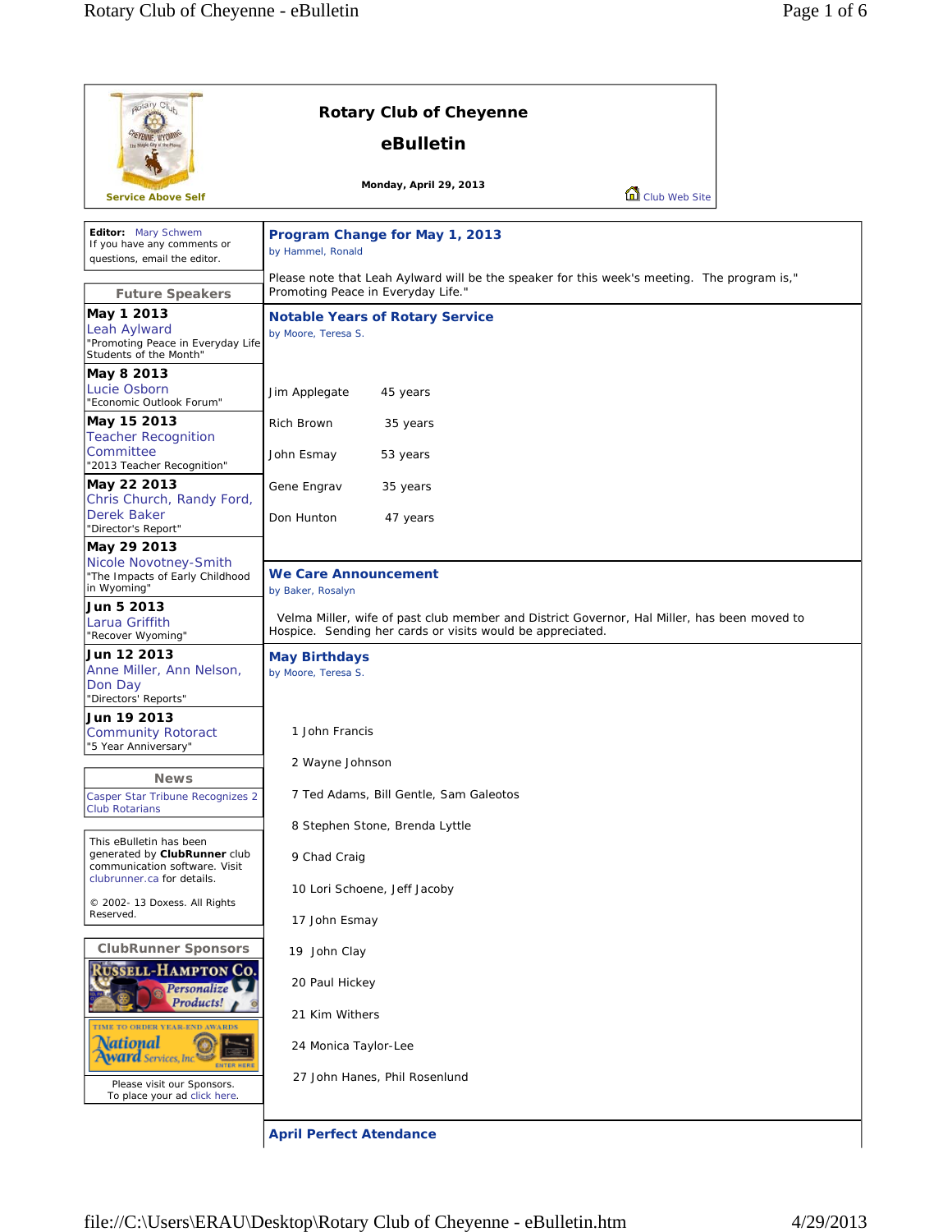# Rotary Club of Cheyenne

## eBulletin

Service Above Self

**Monday, April 29, 2013**

Club Web Site

**Editor:** Mary Schwem
If you have any comments or questions, email the editor.

### Future Speakers

**May 1 2013**
Leah Aylward
"Promoting Peace in Everyday Life Students of the Month"

**May 8 2013**
Lucie Osborn
"Economic Outlook Forum"

**May 15 2013**
Teacher Recognition Committee
"2013 Teacher Recognition"

**May 22 2013**
Chris Church, Randy Ford, Derek Baker
"Director's Report"

**May 29 2013**
Nicole Novotney-Smith
"The Impacts of Early Childhood in Wyoming"

**Jun 5 2013**
Larua Griffith
"Recover Wyoming"

**Jun 12 2013**
Anne Miller, Ann Nelson, Don Day
"Directors' Reports"

**Jun 19 2013**
Community Rotoract
"5 Year Anniversary"

### News

Casper Star Tribune Recognizes 2 Club Rotarians

This eBulletin has been generated by **ClubRunner** club communication software. Visit clubrunner.ca for details.

© 2002- 13 Doxess. All Rights Reserved.

### ClubRunner Sponsors

Please visit our Sponsors.
To place your ad click here.

## Program Change for May 1, 2013

by Hammel, Ronald

Please note that Leah Aylward will be the speaker for this week's meeting. The program is," Promoting Peace in Everyday Life."

## Notable Years of Rotary Service

by Moore, Teresa S.

Jim Applegate 45 years

Rich Brown 35 years

John Esmay 53 years

Gene Engrav 35 years

Don Hunton 47 years

## We Care Announcement

by Baker, Rosalyn

Velma Miller, wife of past club member and District Governor, Hal Miller, has been moved to Hospice. Sending her cards or visits would be appreciated.

## May Birthdays

by Moore, Teresa S.

1 John Francis

2 Wayne Johnson

7 Ted Adams, Bill Gentle, Sam Galeotos

8 Stephen Stone, Brenda Lyttle

9 Chad Craig

10 Lori Schoene, Jeff Jacoby

17 John Esmay

19 John Clay

20 Paul Hickey

21 Kim Withers

24 Monica Taylor-Lee

27 John Hanes, Phil Rosenlund

## April Perfect Atendance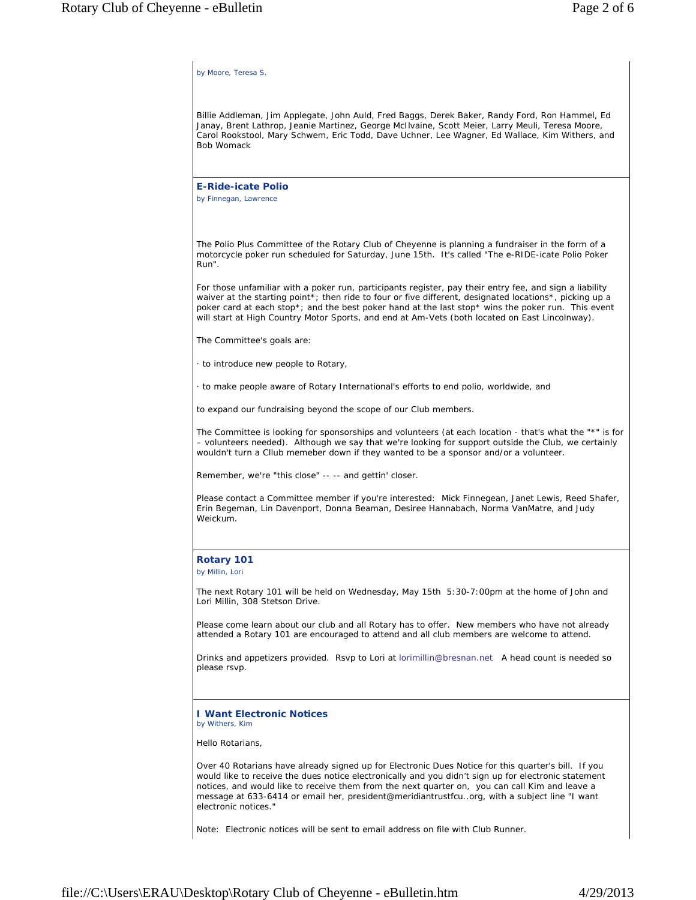by Moore, Teresa S.

Billie Addleman, Jim Applegate, John Auld, Fred Baggs, Derek Baker, Randy Ford, Ron Hammel, Ed Janay, Brent Lathrop, Jeanie Martinez, George McIlvaine, Scott Meier, Larry Meuli, Teresa Moore, Carol Rookstool, Mary Schwem, Eric Todd, Dave Uchner, Lee Wagner, Ed Wallace, Kim Withers, and Bob Womack

## E-Ride-icate Polio

by Finnegan, Lawrence

The Polio Plus Committee of the Rotary Club of Cheyenne is planning a fundraiser in the form of a motorcycle poker run scheduled for Saturday, June 15th. It's called "The e-RIDE-icate Polio Poker Run".

For those unfamiliar with a poker run, participants register, pay their entry fee, and sign a liability waiver at the starting point*; then ride to four or five different, designated locations*, picking up a poker card at each stop*; and the best poker hand at the last stop* wins the poker run. This event will start at High Country Motor Sports, and end at Am-Vets (both located on East Lincolnway).

The Committee's goals are:

· to introduce new people to Rotary,

· to make people aware of Rotary International's efforts to end polio, worldwide, and

to expand our fundraising beyond the scope of our Club members.

The Committee is looking for sponsorships and volunteers (at each location - that's what the "*" is for – volunteers needed). Although we say that we're looking for support outside the Club, we certainly wouldn't turn a Cllub memeber down if they wanted to be a sponsor and/or a volunteer.

Remember, we're "this close" -- -- and gettin' closer.

Please contact a Committee member if you're interested: Mick Finnegean, Janet Lewis, Reed Shafer, Erin Begeman, Lin Davenport, Donna Beaman, Desiree Hannabach, Norma VanMatre, and Judy Weickum.

## Rotary 101

by Millin, Lori

The next Rotary 101 will be held on Wednesday, May 15th 5:30-7:00pm at the home of John and Lori Millin, 308 Stetson Drive.

Please come learn about our club and all Rotary has to offer. New members who have not already attended a Rotary 101 are encouraged to attend and all club members are welcome to attend.

Drinks and appetizers provided. Rsvp to Lori at lorimillin@bresnan.net A head count is needed so please rsvp.

## I Want Electronic Notices

by Withers, Kim

Hello Rotarians,

Over 40 Rotarians have already signed up for Electronic Dues Notice for this quarter's bill. If you would like to receive the dues notice electronically and you didn't sign up for electronic statement notices, and would like to receive them from the next quarter on, you can call Kim and leave a message at 633-6414 or email her, president@meridiantrustfcu..org, with a subject line "I want electronic notices."

Note: Electronic notices will be sent to email address on file with Club Runner.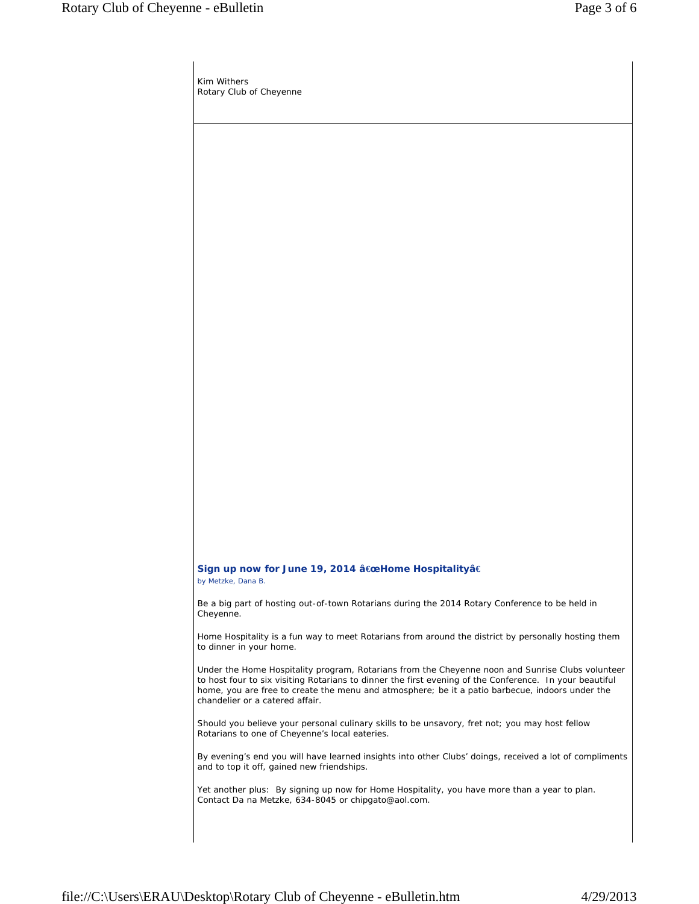Kim Withers
Rotary Club of Cheyenne

### Sign up now for June 19, 2014 â€œHome Hospitalityâ€

by Metzke, Dana B.

Be a big part of hosting out-of-town Rotarians during the 2014 Rotary Conference to be held in Cheyenne.

Home Hospitality is a fun way to meet Rotarians from around the district by personally hosting them to dinner in your home.

Under the Home Hospitality program, Rotarians from the Cheyenne noon and Sunrise Clubs volunteer to host four to six visiting Rotarians to dinner the first evening of the Conference. In your beautiful home, you are free to create the menu and atmosphere; be it a patio barbecue, indoors under the chandelier or a catered affair.

Should you believe your personal culinary skills to be unsavory, fret not; you may host fellow Rotarians to one of Cheyenne's local eateries.

By evening's end you will have learned insights into other Clubs' doings, received a lot of compliments and to top it off, gained new friendships.

Yet another plus: By signing up now for Home Hospitality, you have more than a year to plan. Contact Da na Metzke, 634-8045 or chipgato@aol.com.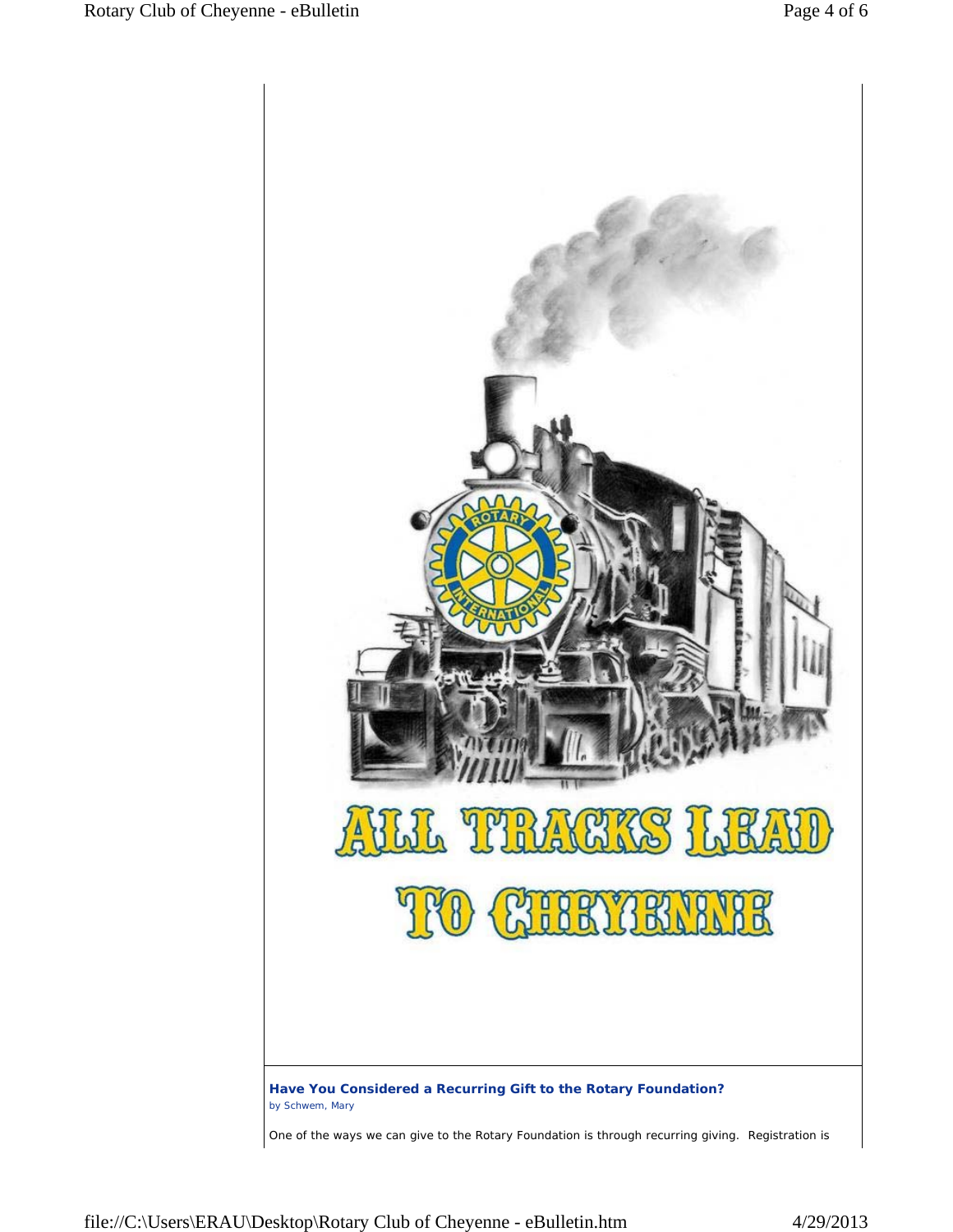**Have You Considered a Recurring Gift to the Rotary Foundation?**

*by Schwem, Mary*

One of the ways we can give to the Rotary Foundation is through recurring giving. Registration is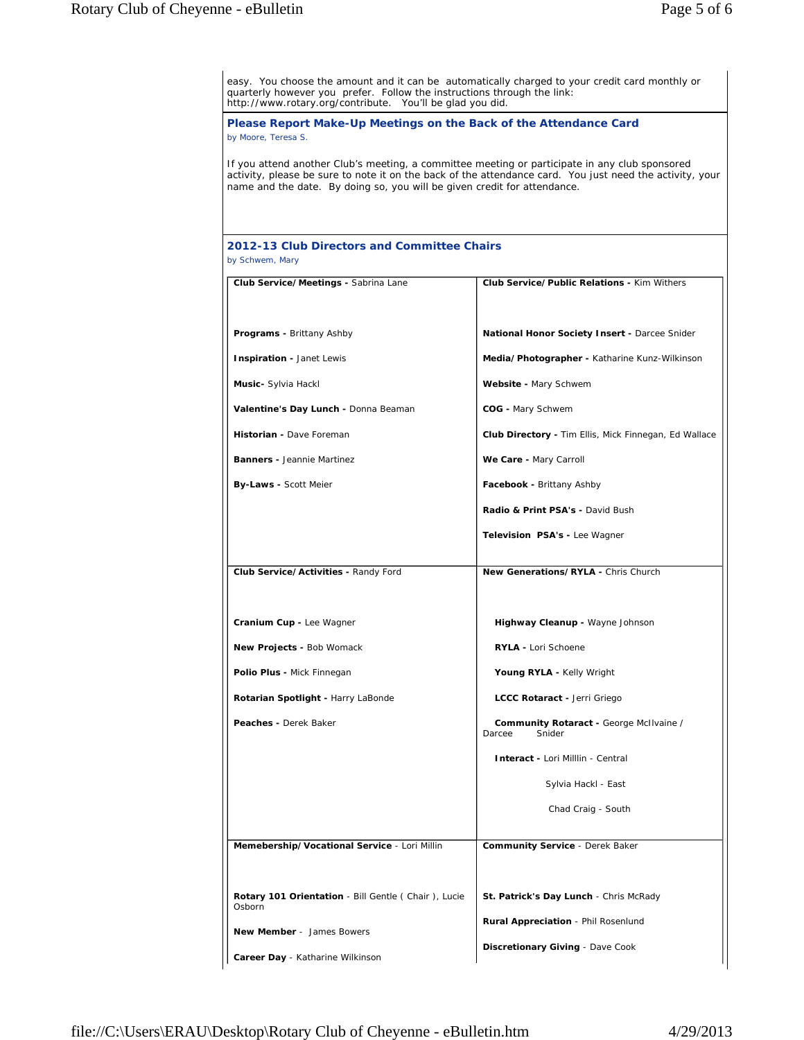easy. You choose the amount and it can be automatically charged to your credit card monthly or quarterly however you prefer. Follow the instructions through the link: http://www.rotary.org/contribute. You'll be glad you did.

### Please Report Make-Up Meetings on the Back of the Attendance Card

by Moore, Teresa S.

If you attend another Club's meeting, a committee meeting or participate in any club sponsored activity, please be sure to note it on the back of the attendance card. You just need the activity, your name and the date. By doing so, you will be given credit for attendance.

### 2012-13 Club Directors and Committee Chairs

by Schwem, Mary

| | |
|---|---|
| **Club Service/Meetings -** Sabrina Lane | **Club Service/Public Relations -** Kim Withers |
| **Programs -** Brittany Ashby | **National Honor Society Insert -** Darcee Snider |
| **Inspiration -** Janet Lewis | **Media/Photographer -** Katharine Kunz-Wilkinson |
| **Music-** Sylvia Hackl | **Website -** Mary Schwem |
| **Valentine's Day Lunch -** Donna Beaman | **COG -** Mary Schwem |
| **Historian -** Dave Foreman | **Club Directory -** Tim Ellis, Mick Finnegan, Ed Wallace |
| **Banners -** Jeannie Martinez | **We Care -** Mary Carroll |
| **By-Laws -** Scott Meier | **Facebook -** Brittany Ashby |
| | **Radio & Print PSA's -** David Bush |
| | **Television PSA's -** Lee Wagner |
| **Club Service/Activities -** Randy Ford | **New Generations/RYLA -** Chris Church |
| **Cranium Cup -** Lee Wagner | **Highway Cleanup -** Wayne Johnson |
| **New Projects -** Bob Womack | **RYLA -** Lori Schoene |
| **Polio Plus -** Mick Finnegan | **Young RYLA -** Kelly Wright |
| **Rotarian Spotlight -** Harry LaBonde | **LCCC Rotaract -** Jerri Griego |
| **Peaches -** Derek Baker | **Community Rotaract -** George McIlvaine / Darcee Snider |
| | **Interact -** Lori Milllin - Central |
| | Sylvia Hackl - East |
| | Chad Craig - South |
| **Memebership/Vocational Service** - Lori Millin | **Community Service** - Derek Baker |
| **Rotary 101 Orientation** - Bill Gentle ( Chair ), Lucie Osborn | **St. Patrick's Day Lunch** - Chris McRady |
| **New Member** - James Bowers | **Rural Appreciation** - Phil Rosenlund |
| **Career Day** - Katharine Wilkinson | **Discretionary Giving** - Dave Cook |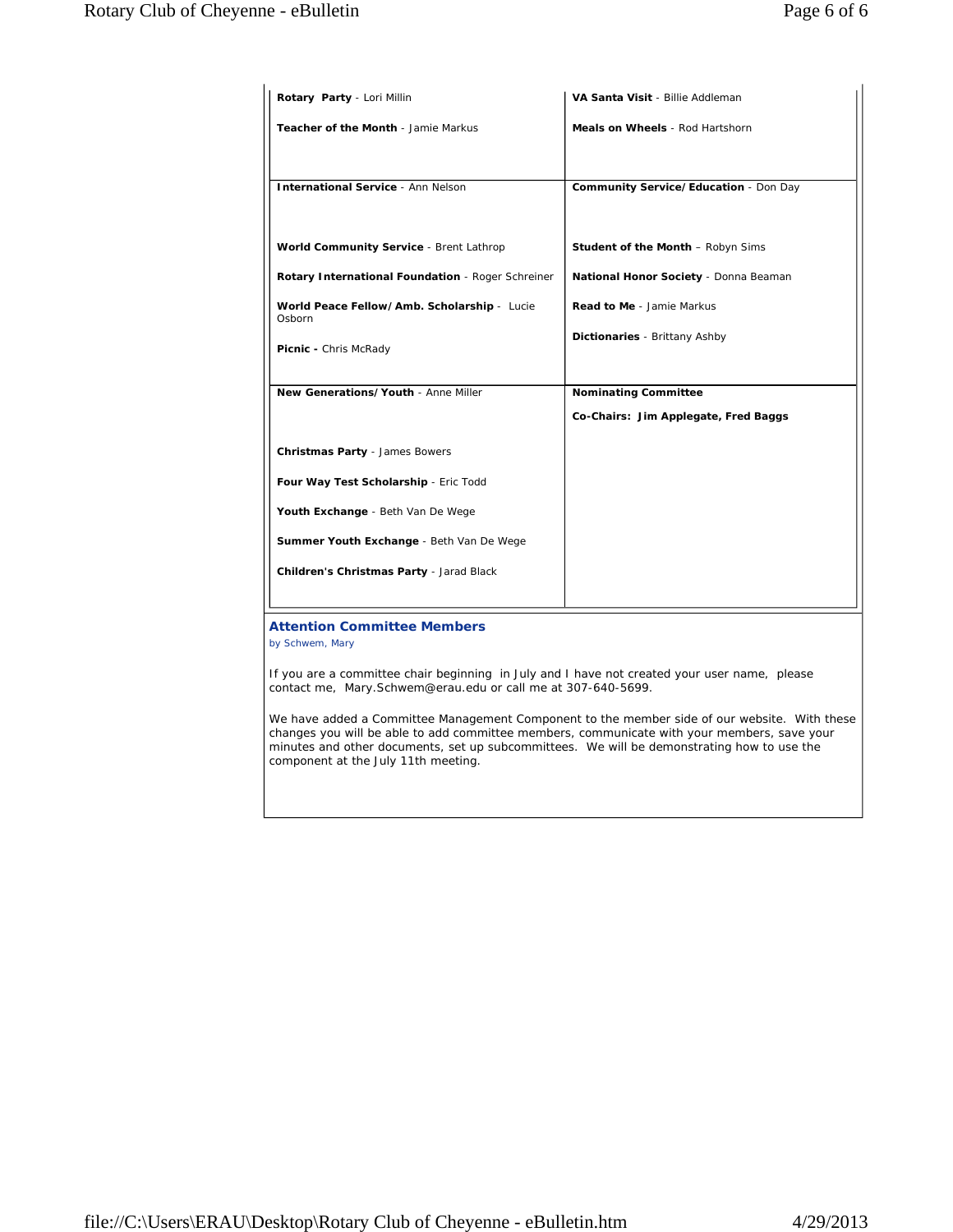| | |
|---|---|
| **Rotary Party** - Lori Millin<br><br>**Teacher of the Month** - Jamie Markus | **VA Santa Visit** - Billie Addleman<br><br>**Meals on Wheels** - Rod Hartshorn |
| **International Service** - Ann Nelson<br><br>**World Community Service** - Brent Lathrop<br><br>**Rotary International Foundation** - Roger Schreiner<br><br>**World Peace Fellow/Amb. Scholarship** - Lucie Osborn<br><br>**Picnic -** Chris McRady | **Community Service/Education** - Don Day<br><br>**Student of the Month** – Robyn Sims<br><br>**National Honor Society** - Donna Beaman<br><br>**Read to Me** - Jamie Markus<br><br>**Dictionaries** - Brittany Ashby |
| **New Generations/Youth** - Anne Miller<br><br>**Christmas Party** - James Bowers<br><br>**Four Way Test Scholarship** - Eric Todd<br><br>**Youth Exchange** - Beth Van De Wege<br><br>**Summer Youth Exchange** - Beth Van De Wege<br><br>**Children's Christmas Party** - Jarad Black | **Nominating Committee**<br><br>**Co-Chairs: Jim Applegate, Fred Baggs** |

### Attention Committee Members

by Schwem, Mary

If you are a committee chair beginning in July and I have not created your user name, please contact me, Mary.Schwem@erau.edu or call me at 307-640-5699.

We have added a Committee Management Component to the member side of our website. With these changes you will be able to add committee members, communicate with your members, save your minutes and other documents, set up subcommittees. We will be demonstrating how to use the component at the July 11th meeting.